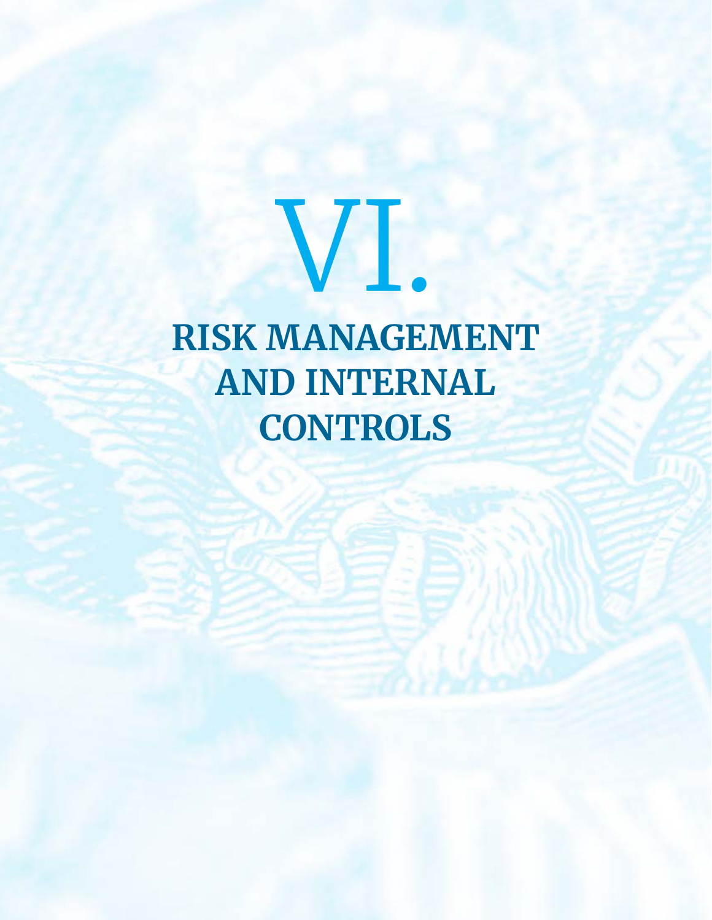# VI.

# RISK MANAGEMENT AND INTERNAL CONTROLS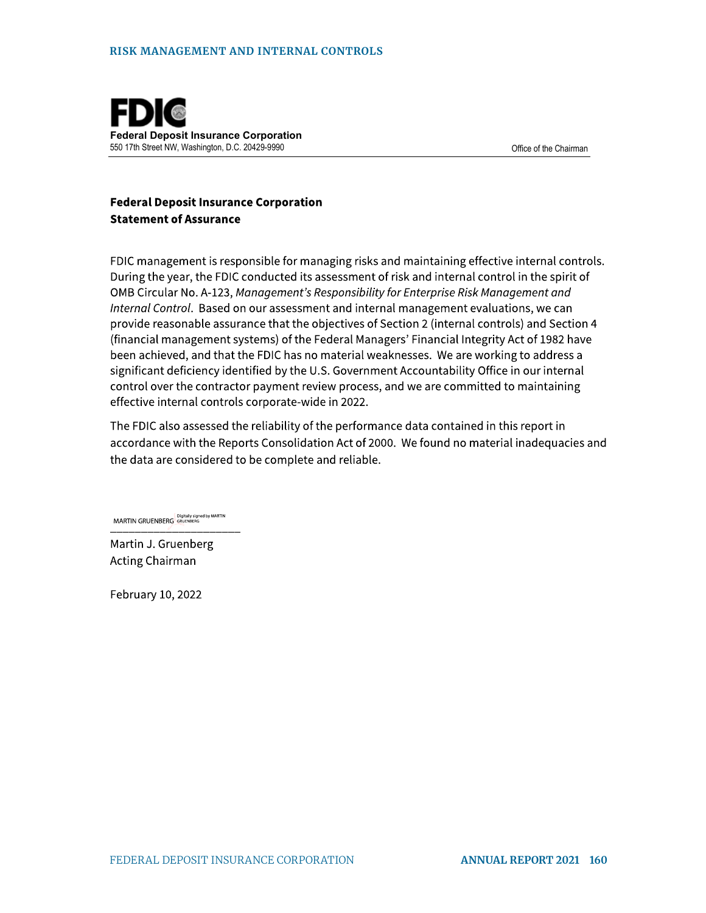**Federal Deposit Insurance Corporation**
550 17th Street NW, Washington, D.C. 20429-9990

Office of the Chairman

## Federal Deposit Insurance Corporation Statement of Assurance

FDIC management is responsible for managing risks and maintaining effective internal controls. During the year, the FDIC conducted its assessment of risk and internal control in the spirit of OMB Circular No. A-123, *Management's Responsibility for Enterprise Risk Management and Internal Control*. Based on our assessment and internal management evaluations, we can provide reasonable assurance that the objectives of Section 2 (internal controls) and Section 4 (financial management systems) of the Federal Managers' Financial Integrity Act of 1982 have been achieved, and that the FDIC has no material weaknesses. We are working to address a significant deficiency identified by the U.S. Government Accountability Office in our internal control over the contractor payment review process, and we are committed to maintaining effective internal controls corporate-wide in 2022.

The FDIC also assessed the reliability of the performance data contained in this report in accordance with the Reports Consolidation Act of 2000. We found no material inadequacies and the data are considered to be complete and reliable.

MARTIN GRUENBERG Digitally signed by MARTIN GRUENBERG

Martin J. Gruenberg
Acting Chairman

February 10, 2022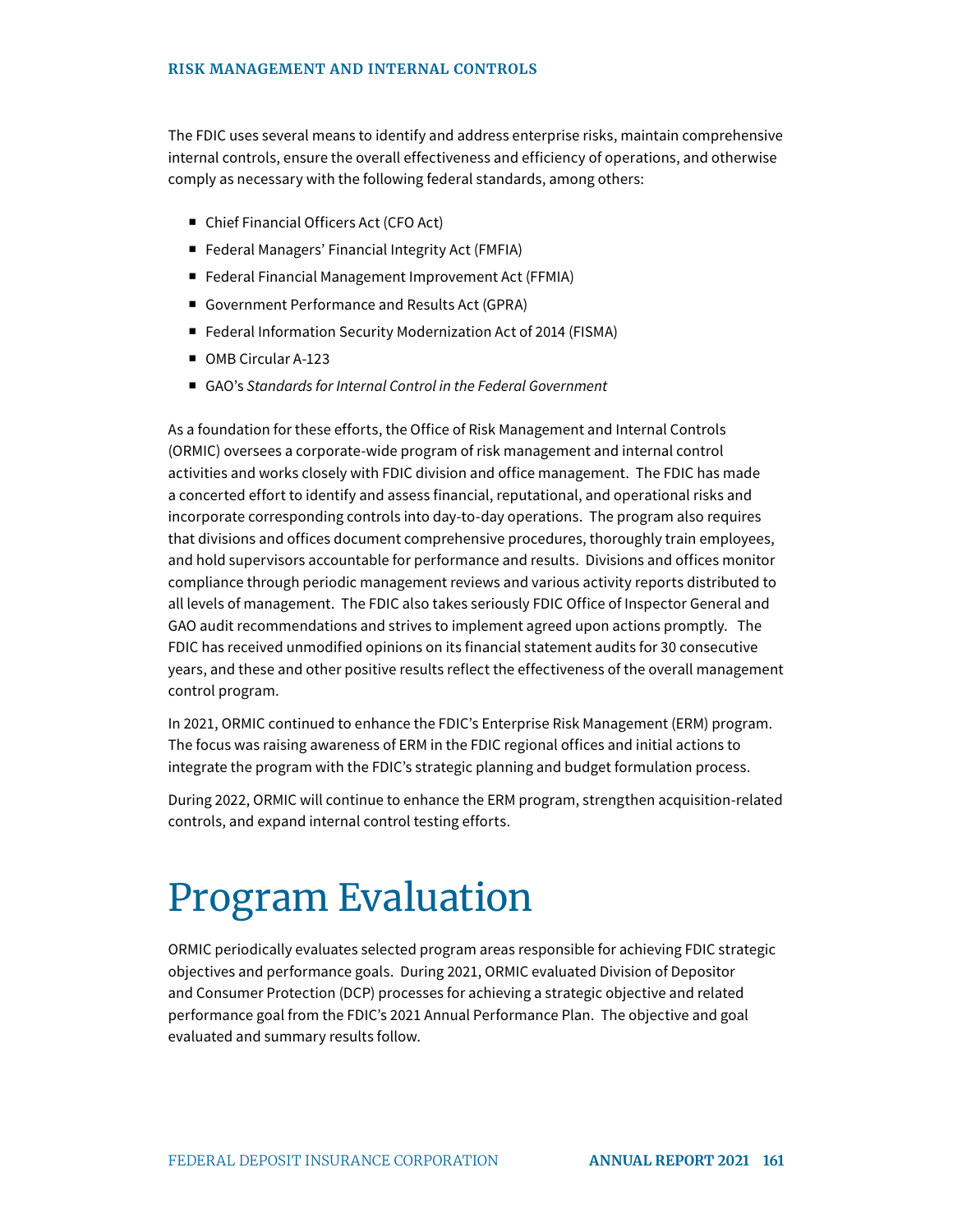## RISK MANAGEMENT AND INTERNAL CONTROLS

The FDIC uses several means to identify and address enterprise risks, maintain comprehensive internal controls, ensure the overall effectiveness and efficiency of operations, and otherwise comply as necessary with the following federal standards, among others:

- Chief Financial Officers Act (CFO Act)
- Federal Managers' Financial Integrity Act (FMFIA)
- Federal Financial Management Improvement Act (FFMIA)
- Government Performance and Results Act (GPRA)
- Federal Information Security Modernization Act of 2014 (FISMA)
- OMB Circular A-123
- GAO's *Standards for Internal Control in the Federal Government*

As a foundation for these efforts, the Office of Risk Management and Internal Controls (ORMIC) oversees a corporate-wide program of risk management and internal control activities and works closely with FDIC division and office management. The FDIC has made a concerted effort to identify and assess financial, reputational, and operational risks and incorporate corresponding controls into day-to-day operations. The program also requires that divisions and offices document comprehensive procedures, thoroughly train employees, and hold supervisors accountable for performance and results. Divisions and offices monitor compliance through periodic management reviews and various activity reports distributed to all levels of management. The FDIC also takes seriously FDIC Office of Inspector General and GAO audit recommendations and strives to implement agreed upon actions promptly. The FDIC has received unmodified opinions on its financial statement audits for 30 consecutive years, and these and other positive results reflect the effectiveness of the overall management control program.

In 2021, ORMIC continued to enhance the FDIC's Enterprise Risk Management (ERM) program. The focus was raising awareness of ERM in the FDIC regional offices and initial actions to integrate the program with the FDIC's strategic planning and budget formulation process.

During 2022, ORMIC will continue to enhance the ERM program, strengthen acquisition-related controls, and expand internal control testing efforts.

# Program Evaluation

ORMIC periodically evaluates selected program areas responsible for achieving FDIC strategic objectives and performance goals. During 2021, ORMIC evaluated Division of Depositor and Consumer Protection (DCP) processes for achieving a strategic objective and related performance goal from the FDIC's 2021 Annual Performance Plan. The objective and goal evaluated and summary results follow.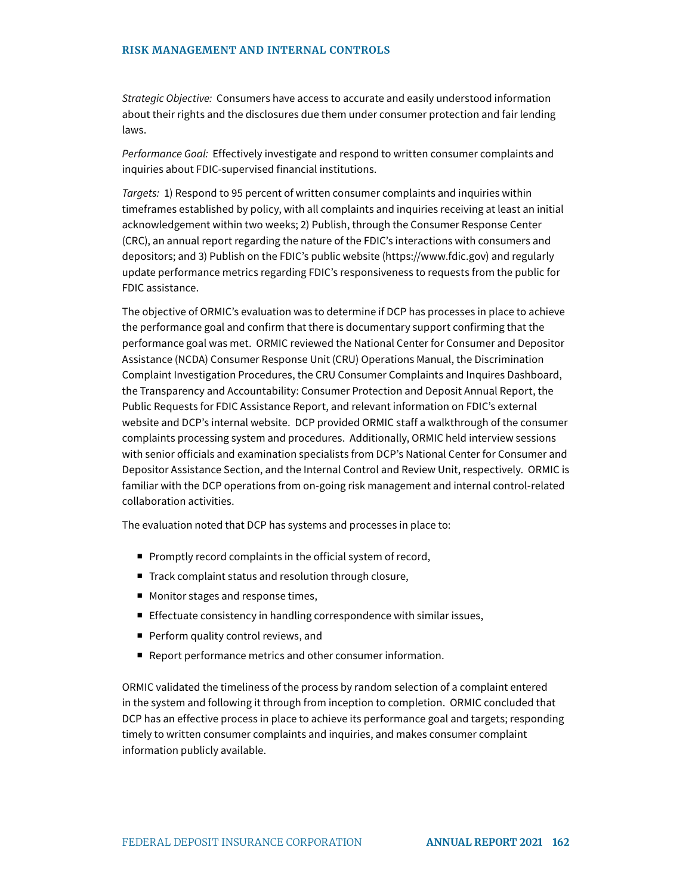*Strategic Objective:* Consumers have access to accurate and easily understood information about their rights and the disclosures due them under consumer protection and fair lending laws.

*Performance Goal:* Effectively investigate and respond to written consumer complaints and inquiries about FDIC-supervised financial institutions.

*Targets:* 1) Respond to 95 percent of written consumer complaints and inquiries within timeframes established by policy, with all complaints and inquiries receiving at least an initial acknowledgement within two weeks; 2) Publish, through the Consumer Response Center (CRC), an annual report regarding the nature of the FDIC's interactions with consumers and depositors; and 3) Publish on the FDIC's public website (https://www.fdic.gov) and regularly update performance metrics regarding FDIC's responsiveness to requests from the public for FDIC assistance.

The objective of ORMIC's evaluation was to determine if DCP has processes in place to achieve the performance goal and confirm that there is documentary support confirming that the performance goal was met. ORMIC reviewed the National Center for Consumer and Depositor Assistance (NCDA) Consumer Response Unit (CRU) Operations Manual, the Discrimination Complaint Investigation Procedures, the CRU Consumer Complaints and Inquires Dashboard, the Transparency and Accountability: Consumer Protection and Deposit Annual Report, the Public Requests for FDIC Assistance Report, and relevant information on FDIC's external website and DCP's internal website. DCP provided ORMIC staff a walkthrough of the consumer complaints processing system and procedures. Additionally, ORMIC held interview sessions with senior officials and examination specialists from DCP's National Center for Consumer and Depositor Assistance Section, and the Internal Control and Review Unit, respectively. ORMIC is familiar with the DCP operations from on-going risk management and internal control-related collaboration activities.

The evaluation noted that DCP has systems and processes in place to:

- Promptly record complaints in the official system of record,
- Track complaint status and resolution through closure,
- Monitor stages and response times,
- Effectuate consistency in handling correspondence with similar issues,
- Perform quality control reviews, and
- Report performance metrics and other consumer information.

ORMIC validated the timeliness of the process by random selection of a complaint entered in the system and following it through from inception to completion. ORMIC concluded that DCP has an effective process in place to achieve its performance goal and targets; responding timely to written consumer complaints and inquiries, and makes consumer complaint information publicly available.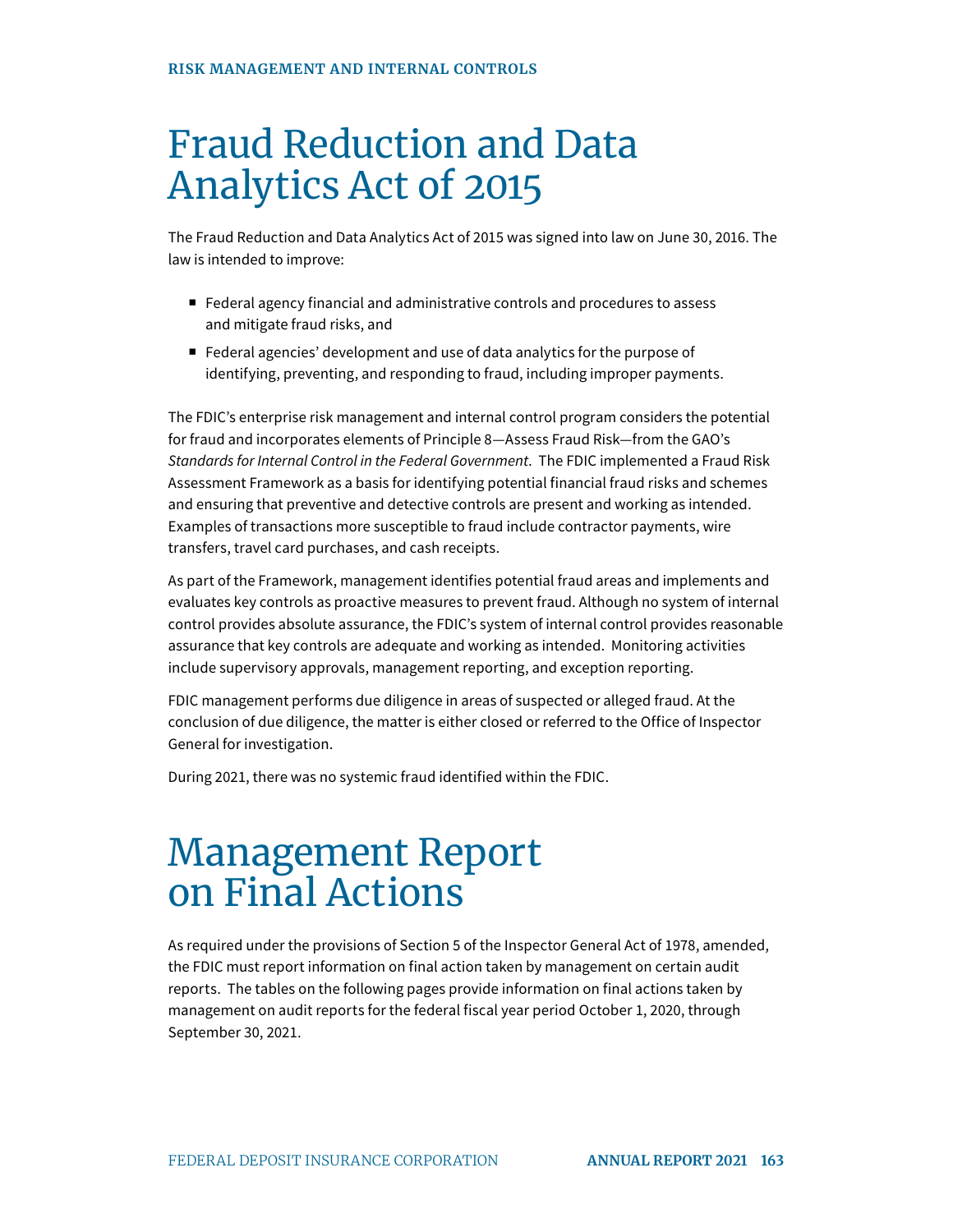# Fraud Reduction and Data Analytics Act of 2015

The Fraud Reduction and Data Analytics Act of 2015 was signed into law on June 30, 2016. The law is intended to improve:

- Federal agency financial and administrative controls and procedures to assess and mitigate fraud risks, and
- Federal agencies' development and use of data analytics for the purpose of identifying, preventing, and responding to fraud, including improper payments.

The FDIC's enterprise risk management and internal control program considers the potential for fraud and incorporates elements of Principle 8—Assess Fraud Risk—from the GAO's *Standards for Internal Control in the Federal Government*. The FDIC implemented a Fraud Risk Assessment Framework as a basis for identifying potential financial fraud risks and schemes and ensuring that preventive and detective controls are present and working as intended. Examples of transactions more susceptible to fraud include contractor payments, wire transfers, travel card purchases, and cash receipts.

As part of the Framework, management identifies potential fraud areas and implements and evaluates key controls as proactive measures to prevent fraud. Although no system of internal control provides absolute assurance, the FDIC's system of internal control provides reasonable assurance that key controls are adequate and working as intended. Monitoring activities include supervisory approvals, management reporting, and exception reporting.

FDIC management performs due diligence in areas of suspected or alleged fraud. At the conclusion of due diligence, the matter is either closed or referred to the Office of Inspector General for investigation.

During 2021, there was no systemic fraud identified within the FDIC.

# Management Report on Final Actions

As required under the provisions of Section 5 of the Inspector General Act of 1978, amended, the FDIC must report information on final action taken by management on certain audit reports. The tables on the following pages provide information on final actions taken by management on audit reports for the federal fiscal year period October 1, 2020, through September 30, 2021.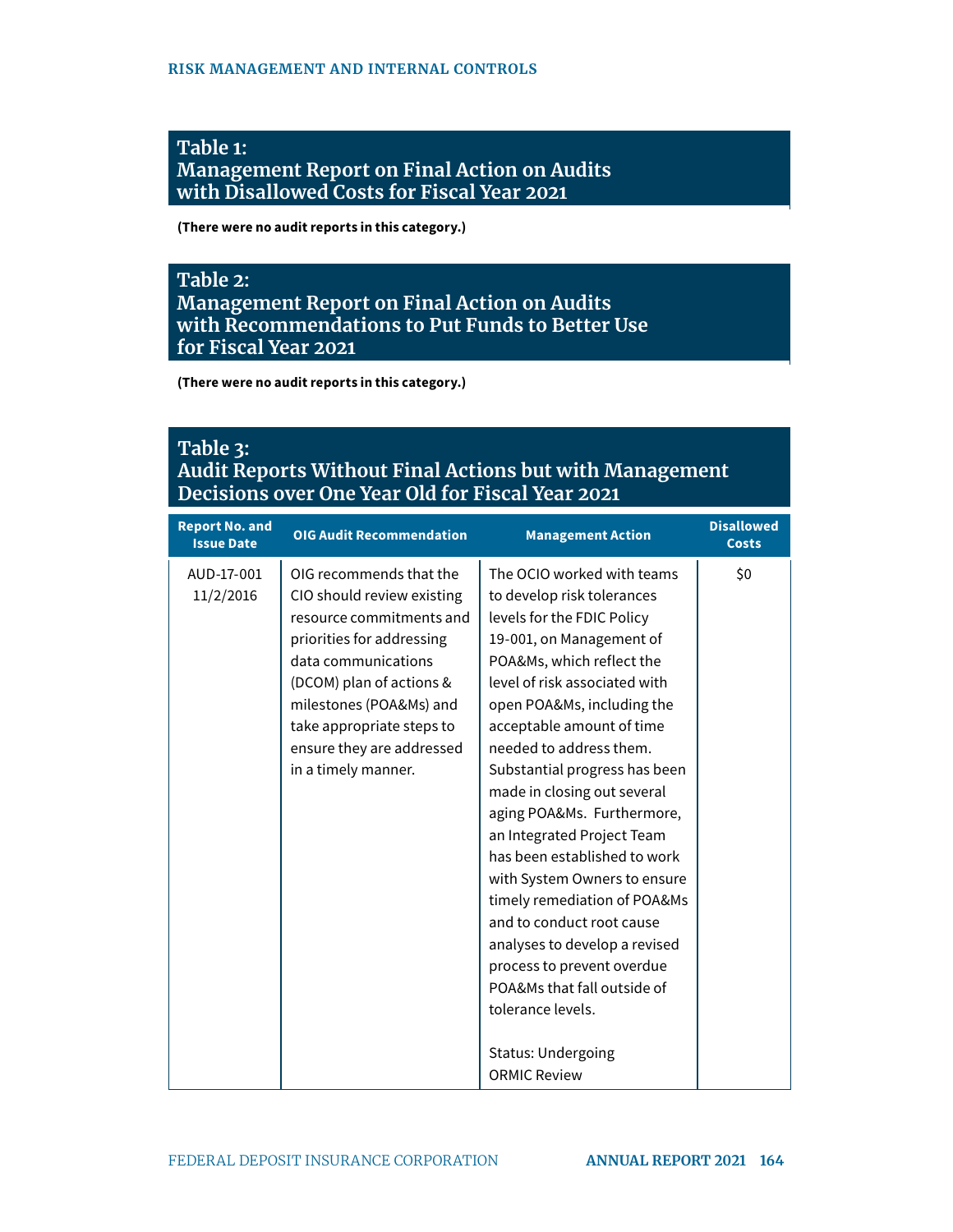## Table 1: Management Report on Final Action on Audits with Disallowed Costs for Fiscal Year 2021

**(There were no audit reports in this category.)**

## Table 2: Management Report on Final Action on Audits with Recommendations to Put Funds to Better Use for Fiscal Year 2021

**(There were no audit reports in this category.)**

## Table 3: Audit Reports Without Final Actions but with Management Decisions over One Year Old for Fiscal Year 2021

| Report No. and Issue Date | OIG Audit Recommendation | Management Action | Disallowed Costs |
|---|---|---|---|
| AUD-17-001 11/2/2016 | OIG recommends that the CIO should review existing resource commitments and priorities for addressing data communications (DCOM) plan of actions & milestones (POA&Ms) and take appropriate steps to ensure they are addressed in a timely manner. | The OCIO worked with teams to develop risk tolerances levels for the FDIC Policy 19-001, on Management of POA&Ms, which reflect the level of risk associated with open POA&Ms, including the acceptable amount of time needed to address them. Substantial progress has been made in closing out several aging POA&Ms. Furthermore, an Integrated Project Team has been established to work with System Owners to ensure timely remediation of POA&Ms and to conduct root cause analyses to develop a revised process to prevent overdue POA&Ms that fall outside of tolerance levels.<br><br>Status: Undergoing ORMIC Review | $0 |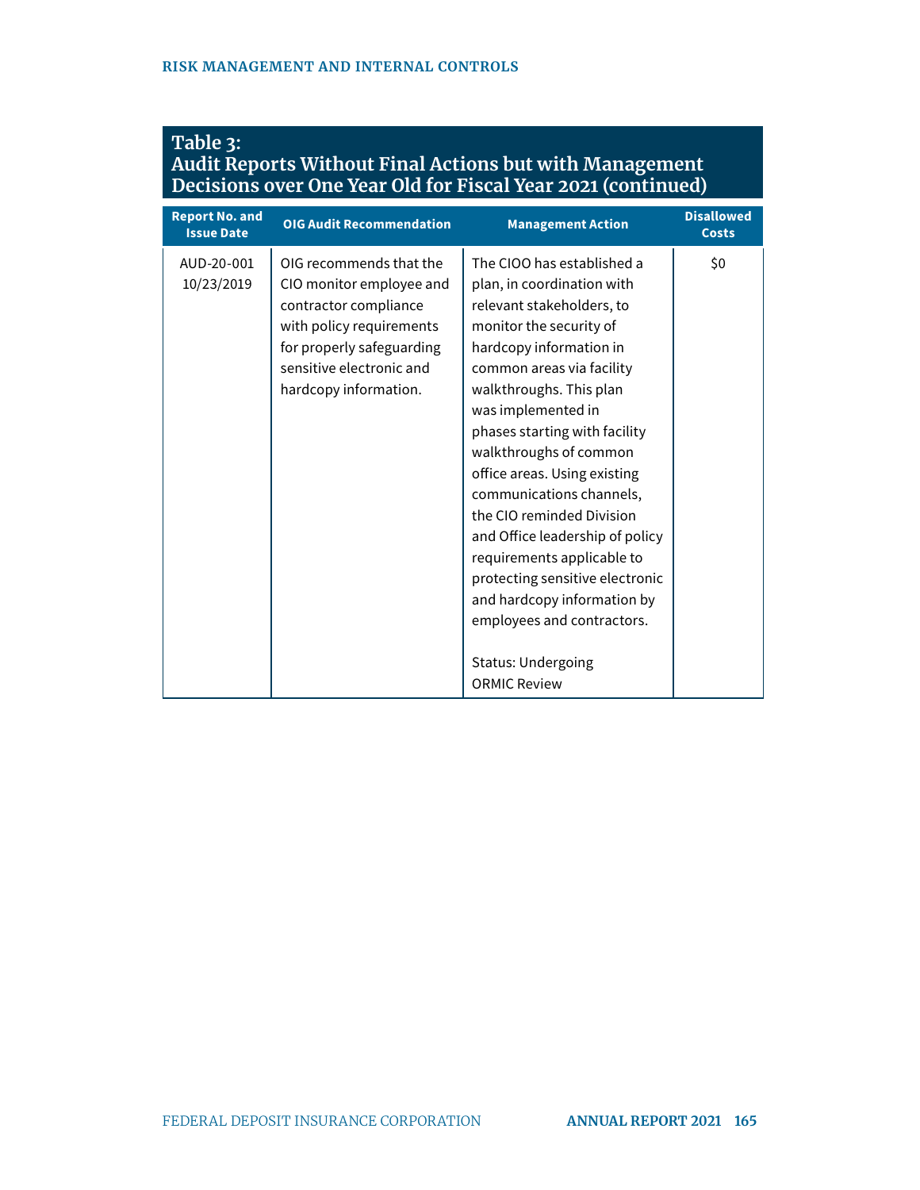## Table 3:
## Audit Reports Without Final Actions but with Management Decisions over One Year Old for Fiscal Year 2021 (continued)

| Report No. and Issue Date | OIG Audit Recommendation | Management Action | Disallowed Costs |
|---|---|---|---|
| AUD-20-001 10/23/2019 | OIG recommends that the CIO monitor employee and contractor compliance with policy requirements for properly safeguarding sensitive electronic and hardcopy information. | The CIOO has established a plan, in coordination with relevant stakeholders, to monitor the security of hardcopy information in common areas via facility walkthroughs. This plan was implemented in phases starting with facility walkthroughs of common office areas. Using existing communications channels, the CIO reminded Division and Office leadership of policy requirements applicable to protecting sensitive electronic and hardcopy information by employees and contractors.<br><br>Status: Undergoing ORMIC Review | $0 |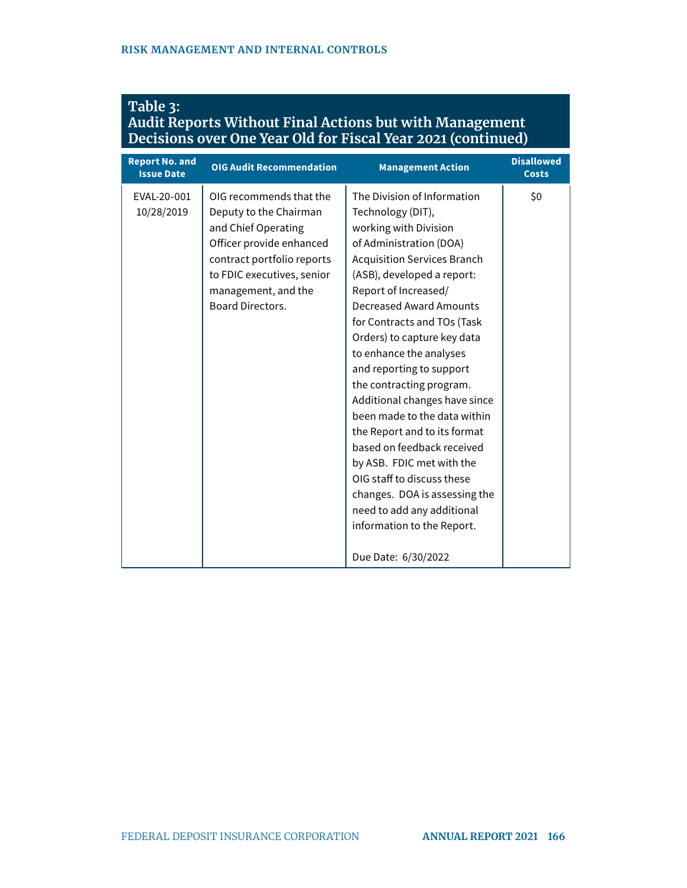## Table 3: Audit Reports Without Final Actions but with Management Decisions over One Year Old for Fiscal Year 2021 (continued)

| Report No. and Issue Date | OIG Audit Recommendation | Management Action | Disallowed Costs |
|---|---|---|---|
| EVAL-20-001 10/28/2019 | OIG recommends that the Deputy to the Chairman and Chief Operating Officer provide enhanced contract portfolio reports to FDIC executives, senior management, and the Board Directors. | The Division of Information Technology (DIT), working with Division of Administration (DOA) Acquisition Services Branch (ASB), developed a report: Report of Increased/ Decreased Award Amounts for Contracts and TOs (Task Orders) to capture key data to enhance the analyses and reporting to support the contracting program. Additional changes have since been made to the data within the Report and to its format based on feedback received by ASB. FDIC met with the OIG staff to discuss these changes. DOA is assessing the need to add any additional information to the Report.<br><br>Due Date: 6/30/2022 | $0 |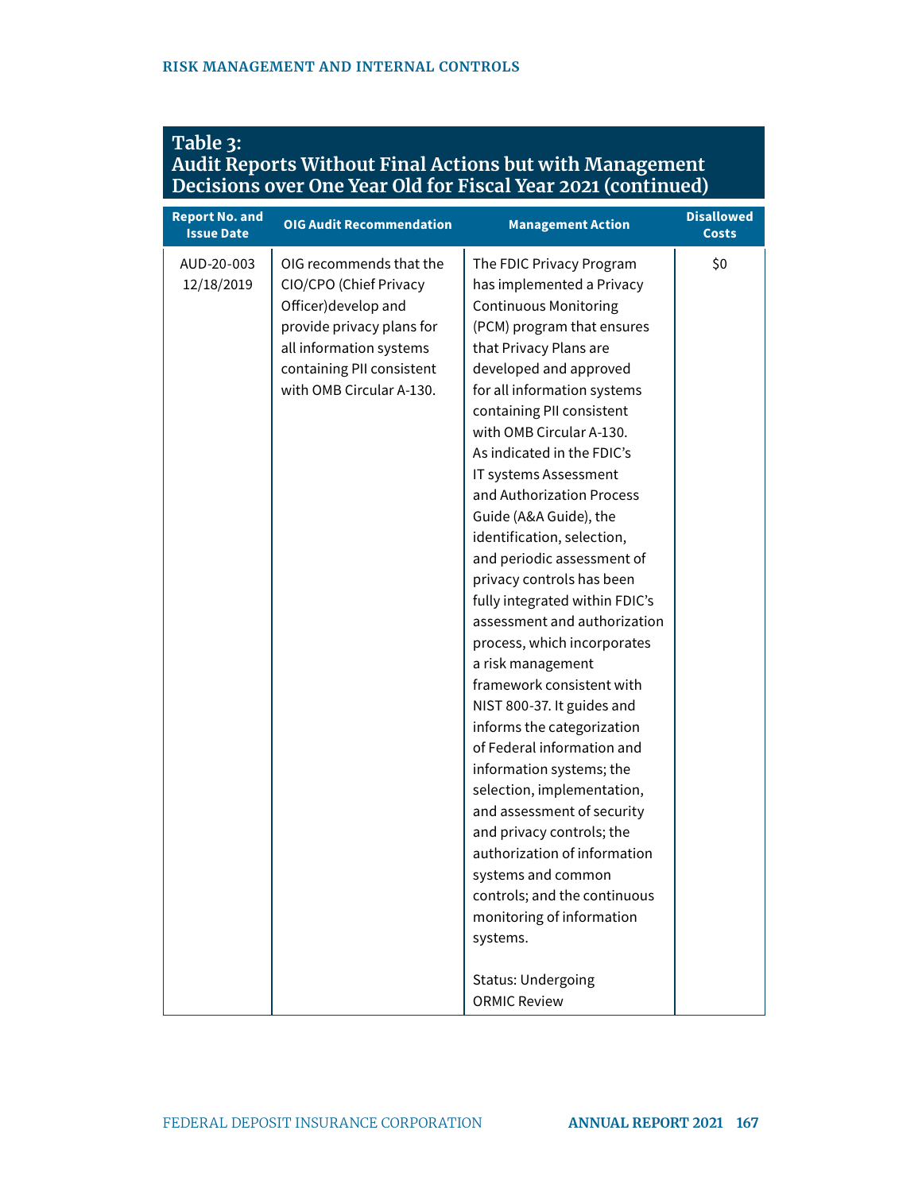## Table 3: Audit Reports Without Final Actions but with Management Decisions over One Year Old for Fiscal Year 2021 (continued)

| Report No. and Issue Date | OIG Audit Recommendation | Management Action | Disallowed Costs |
|---|---|---|---|
| AUD-20-003 12/18/2019 | OIG recommends that the CIO/CPO (Chief Privacy Officer)develop and provide privacy plans for all information systems containing PII consistent with OMB Circular A-130. | The FDIC Privacy Program has implemented a Privacy Continuous Monitoring (PCM) program that ensures that Privacy Plans are developed and approved for all information systems containing PII consistent with OMB Circular A-130. As indicated in the FDIC's IT systems Assessment and Authorization Process Guide (A&A Guide), the identification, selection, and periodic assessment of privacy controls has been fully integrated within FDIC's assessment and authorization process, which incorporates a risk management framework consistent with NIST 800-37. It guides and informs the categorization of Federal information and information systems; the selection, implementation, and assessment of security and privacy controls; the authorization of information systems and common controls; and the continuous monitoring of information systems.<br><br>Status: Undergoing ORMIC Review | $0 |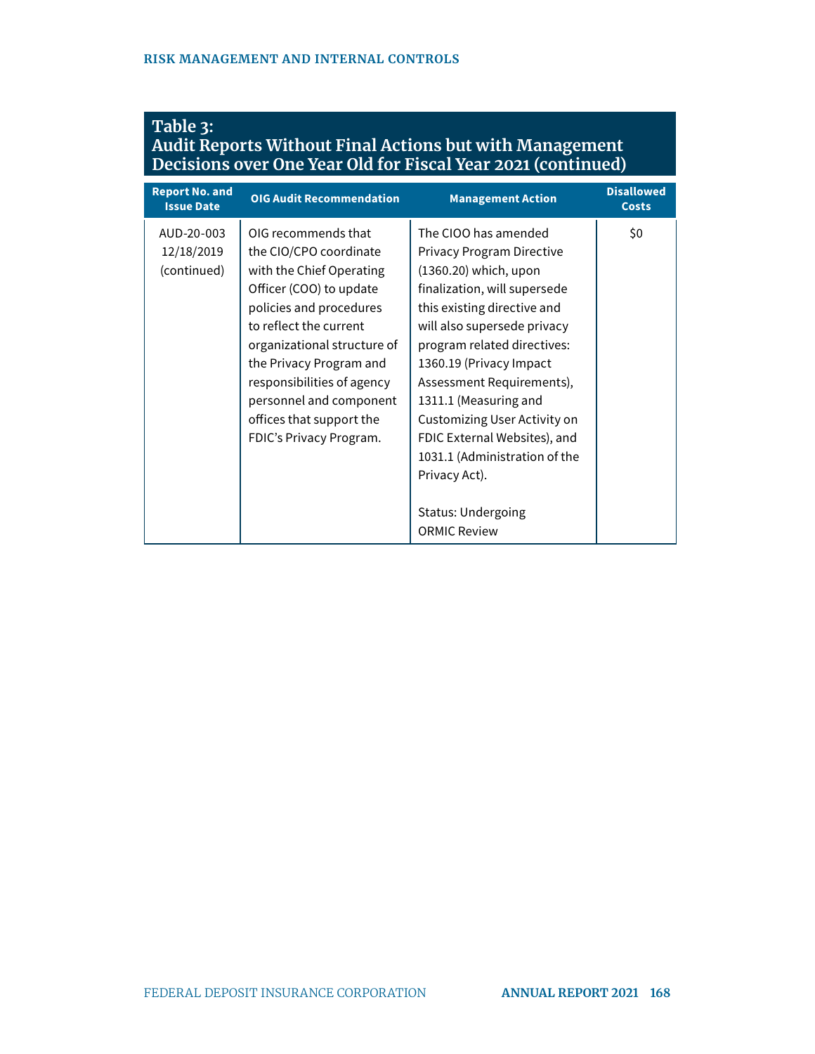## Table 3: Audit Reports Without Final Actions but with Management Decisions over One Year Old for Fiscal Year 2021 (continued)

| Report No. and Issue Date | OIG Audit Recommendation | Management Action | Disallowed Costs |
|---|---|---|---|
| AUD-20-003 12/18/2019 (continued) | OIG recommends that the CIO/CPO coordinate with the Chief Operating Officer (COO) to update policies and procedures to reflect the current organizational structure of the Privacy Program and responsibilities of agency personnel and component offices that support the FDIC's Privacy Program. | The CIOO has amended Privacy Program Directive (1360.20) which, upon finalization, will supersede this existing directive and will also supersede privacy program related directives: 1360.19 (Privacy Impact Assessment Requirements), 1311.1 (Measuring and Customizing User Activity on FDIC External Websites), and 1031.1 (Administration of the Privacy Act).<br><br>Status: Undergoing ORMIC Review | $0 |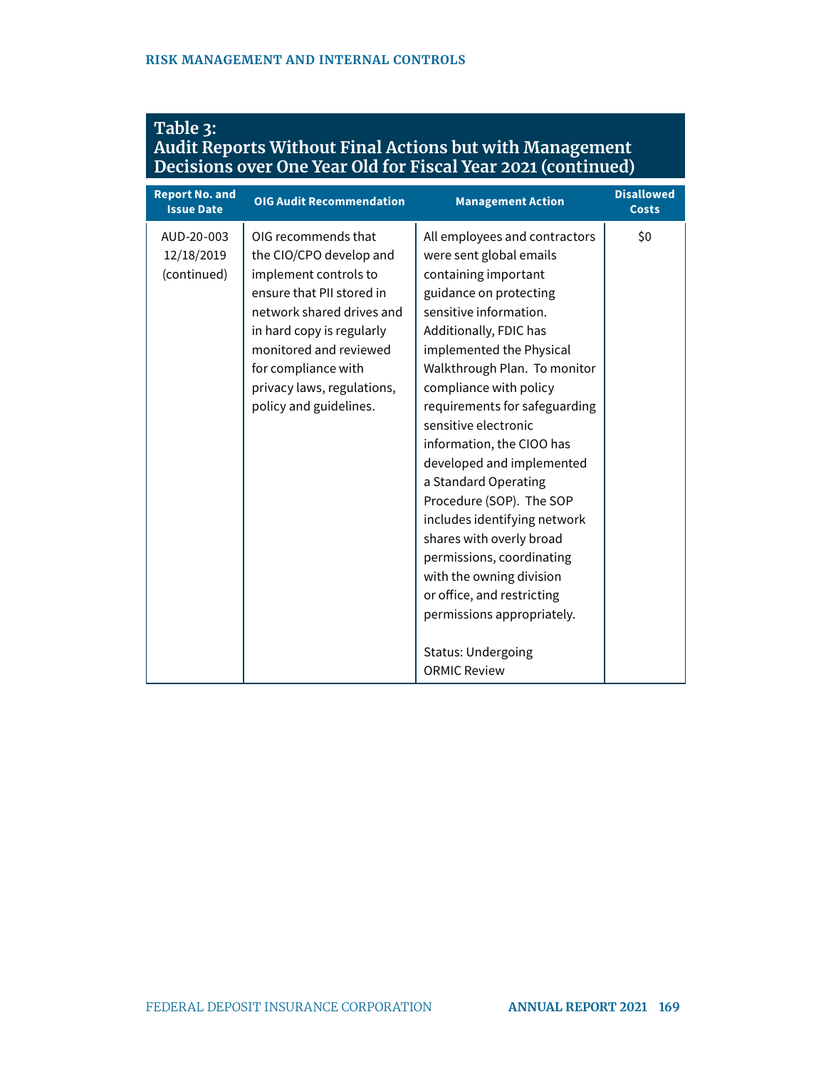## Table 3: Audit Reports Without Final Actions but with Management Decisions over One Year Old for Fiscal Year 2021 (continued)

| Report No. and Issue Date | OIG Audit Recommendation | Management Action | Disallowed Costs |
|---|---|---|---|
| AUD-20-003 12/18/2019 (continued) | OIG recommends that the CIO/CPO develop and implement controls to ensure that PII stored in network shared drives and in hard copy is regularly monitored and reviewed for compliance with privacy laws, regulations, policy and guidelines. | All employees and contractors were sent global emails containing important guidance on protecting sensitive information. Additionally, FDIC has implemented the Physical Walkthrough Plan. To monitor compliance with policy requirements for safeguarding sensitive electronic information, the CIOO has developed and implemented a Standard Operating Procedure (SOP). The SOP includes identifying network shares with overly broad permissions, coordinating with the owning division or office, and restricting permissions appropriately.<br><br>Status: Undergoing ORMIC Review | $0 |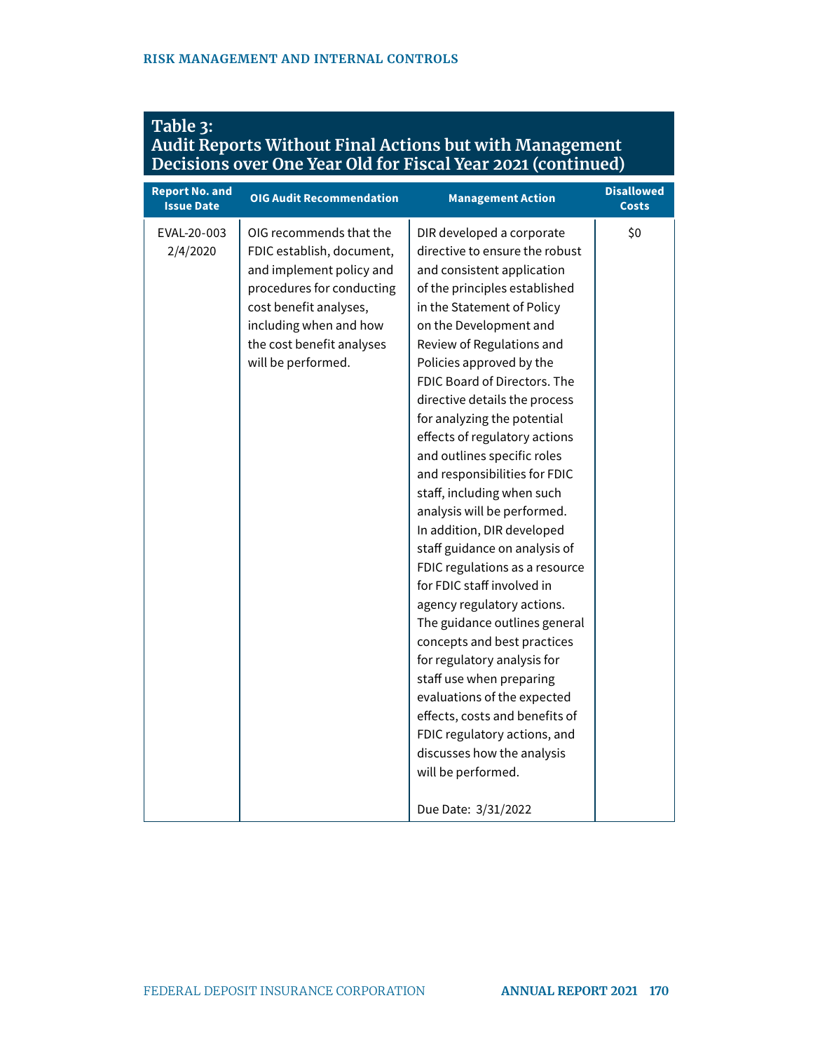## Table 3: Audit Reports Without Final Actions but with Management Decisions over One Year Old for Fiscal Year 2021 (continued)

| Report No. and Issue Date | OIG Audit Recommendation | Management Action | Disallowed Costs |
|---|---|---|---|
| EVAL-20-003 2/4/2020 | OIG recommends that the FDIC establish, document, and implement policy and procedures for conducting cost benefit analyses, including when and how the cost benefit analyses will be performed. | DIR developed a corporate directive to ensure the robust and consistent application of the principles established in the Statement of Policy on the Development and Review of Regulations and Policies approved by the FDIC Board of Directors. The directive details the process for analyzing the potential effects of regulatory actions and outlines specific roles and responsibilities for FDIC staff, including when such analysis will be performed. In addition, DIR developed staff guidance on analysis of FDIC regulations as a resource for FDIC staff involved in agency regulatory actions. The guidance outlines general concepts and best practices for regulatory analysis for staff use when preparing evaluations of the expected effects, costs and benefits of FDIC regulatory actions, and discusses how the analysis will be performed.<br><br>Due Date: 3/31/2022 | $0 |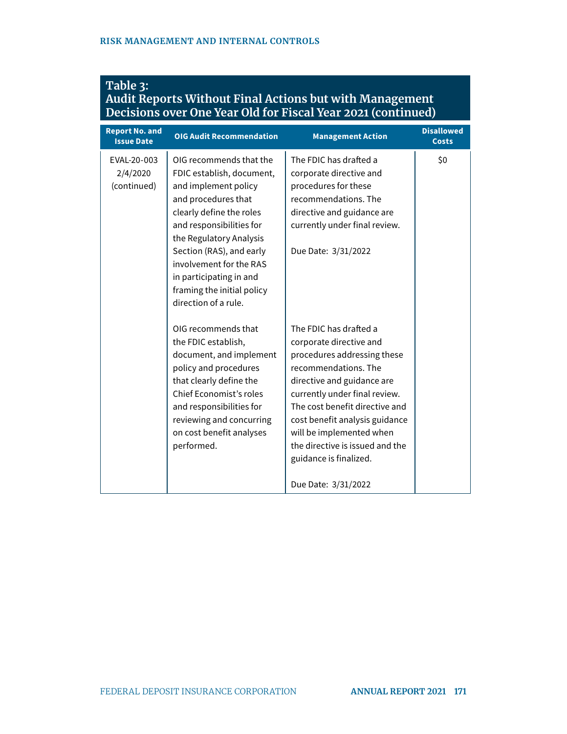## Table 3: Audit Reports Without Final Actions but with Management Decisions over One Year Old for Fiscal Year 2021 (continued)

| Report No. and Issue Date | OIG Audit Recommendation | Management Action | Disallowed Costs |
|---|---|---|---|
| EVAL-20-003 2/4/2020 (continued) | OIG recommends that the FDIC establish, document, and implement policy and procedures that clearly define the roles and responsibilities for the Regulatory Analysis Section (RAS), and early involvement for the RAS in participating in and framing the initial policy direction of a rule. | The FDIC has drafted a corporate directive and procedures for these recommendations. The directive and guidance are currently under final review.<br><br>Due Date: 3/31/2022 | $0 |
| | OIG recommends that the FDIC establish, document, and implement policy and procedures that clearly define the Chief Economist's roles and responsibilities for reviewing and concurring on cost benefit analyses performed. | The FDIC has drafted a corporate directive and procedures addressing these recommendations. The directive and guidance are currently under final review. The cost benefit directive and cost benefit analysis guidance will be implemented when the directive is issued and the guidance is finalized.<br><br>Due Date: 3/31/2022 | |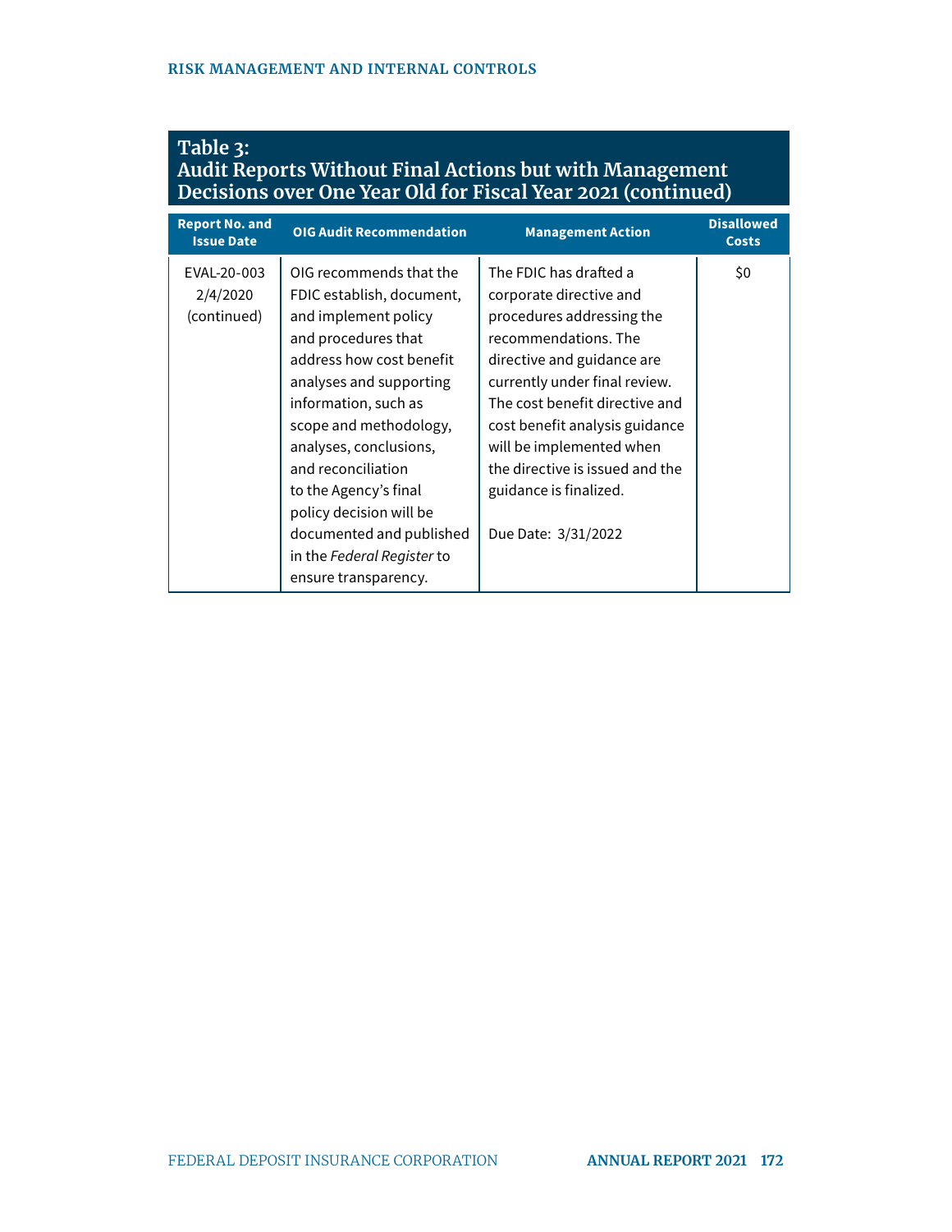## Table 3: Audit Reports Without Final Actions but with Management Decisions over One Year Old for Fiscal Year 2021 (continued)

| Report No. and Issue Date | OIG Audit Recommendation | Management Action | Disallowed Costs |
|---|---|---|---|
| EVAL-20-003 2/4/2020 (continued) | OIG recommends that the FDIC establish, document, and implement policy and procedures that address how cost benefit analyses and supporting information, such as scope and methodology, analyses, conclusions, and reconciliation to the Agency's final policy decision will be documented and published in the *Federal Register* to ensure transparency. | The FDIC has drafted a corporate directive and procedures addressing the recommendations. The directive and guidance are currently under final review. The cost benefit directive and cost benefit analysis guidance will be implemented when the directive is issued and the guidance is finalized.<br><br>Due Date: 3/31/2022 | $0 |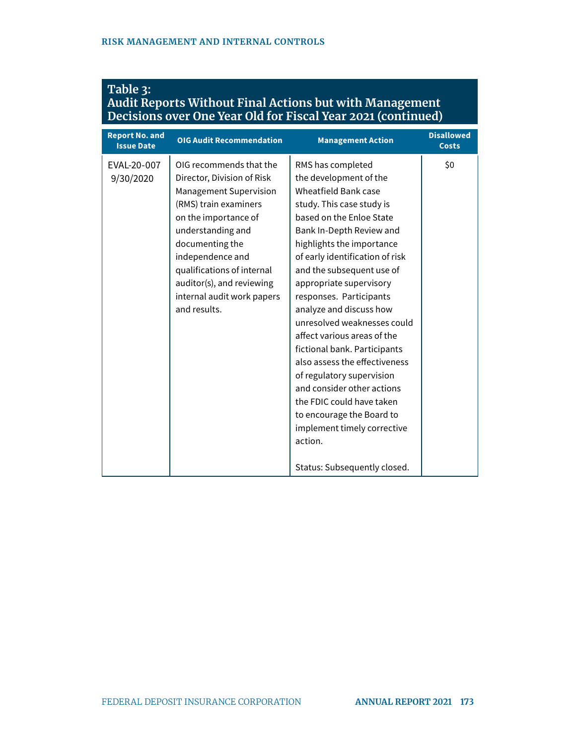## Table 3: Audit Reports Without Final Actions but with Management Decisions over One Year Old for Fiscal Year 2021 (continued)

| Report No. and Issue Date | OIG Audit Recommendation | Management Action | Disallowed Costs |
|---|---|---|---|
| EVAL-20-007 9/30/2020 | OIG recommends that the Director, Division of Risk Management Supervision (RMS) train examiners on the importance of understanding and documenting the independence and qualifications of internal auditor(s), and reviewing internal audit work papers and results. | RMS has completed the development of the Wheatfield Bank case study. This case study is based on the Enloe State Bank In-Depth Review and highlights the importance of early identification of risk and the subsequent use of appropriate supervisory responses. Participants analyze and discuss how unresolved weaknesses could affect various areas of the fictional bank. Participants also assess the effectiveness of regulatory supervision and consider other actions the FDIC could have taken to encourage the Board to implement timely corrective action.<br><br>Status: Subsequently closed. | $0 |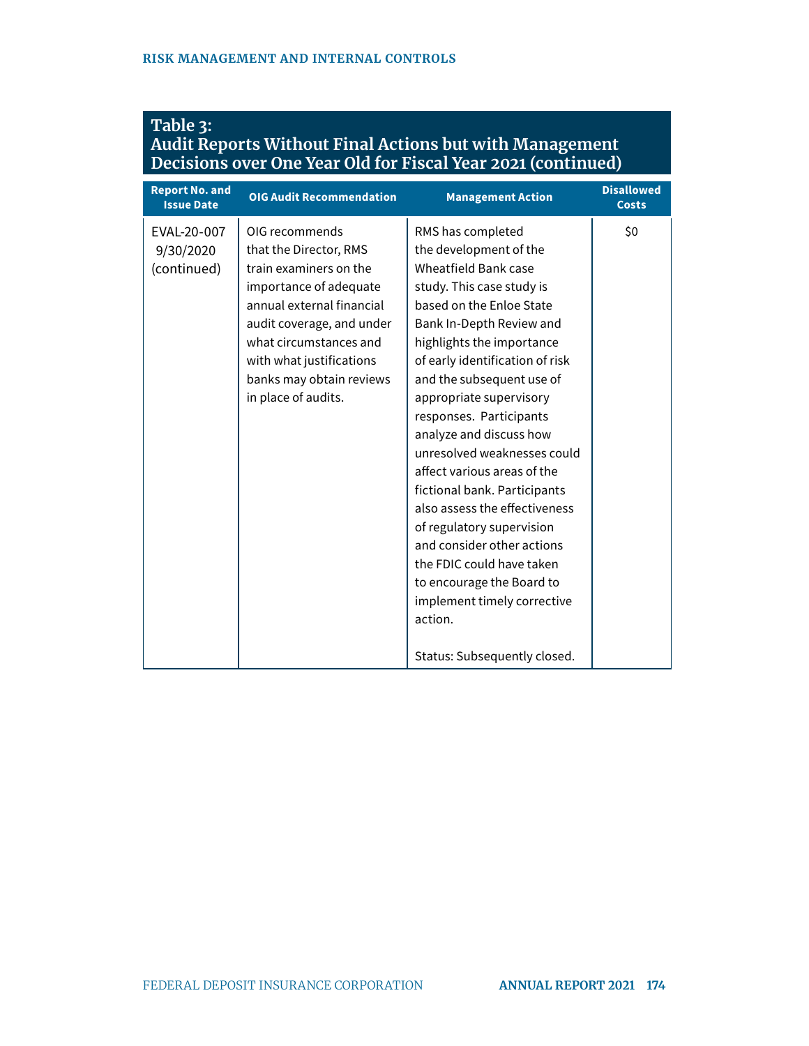### Table 3: Audit Reports Without Final Actions but with Management Decisions over One Year Old for Fiscal Year 2021 (continued)

| Report No. and Issue Date | OIG Audit Recommendation | Management Action | Disallowed Costs |
|---|---|---|---|
| EVAL-20-007 9/30/2020 (continued) | OIG recommends that the Director, RMS train examiners on the importance of adequate annual external financial audit coverage, and under what circumstances and with what justifications banks may obtain reviews in place of audits. | RMS has completed the development of the Wheatfield Bank case study. This case study is based on the Enloe State Bank In-Depth Review and highlights the importance of early identification of risk and the subsequent use of appropriate supervisory responses. Participants analyze and discuss how unresolved weaknesses could affect various areas of the fictional bank. Participants also assess the effectiveness of regulatory supervision and consider other actions the FDIC could have taken to encourage the Board to implement timely corrective action.<br><br>Status: Subsequently closed. | $0 |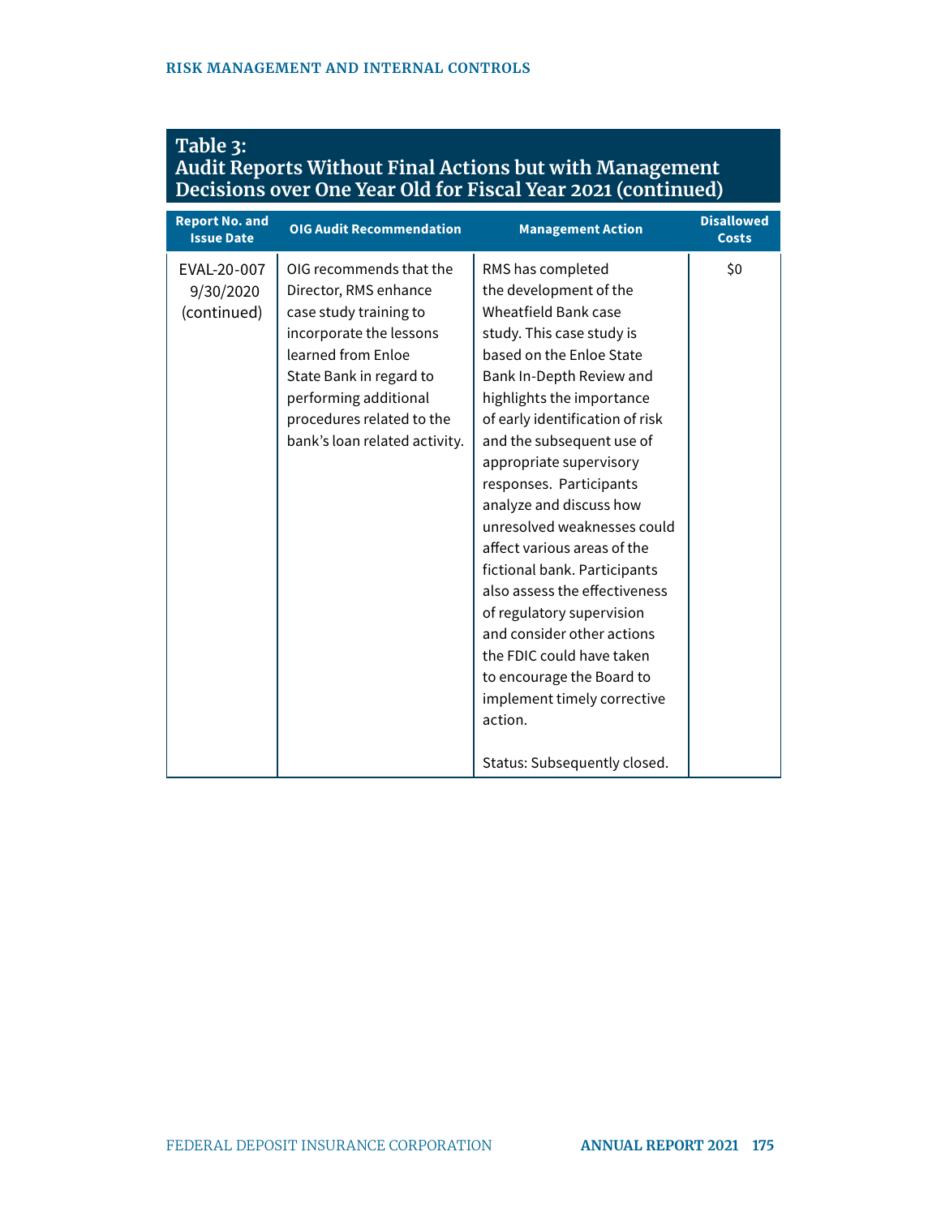## Table 3: Audit Reports Without Final Actions but with Management Decisions over One Year Old for Fiscal Year 2021 (continued)

| Report No. and Issue Date | OIG Audit Recommendation | Management Action | Disallowed Costs |
| --- | --- | --- | --- |
| EVAL-20-007 9/30/2020 (continued) | OIG recommends that the Director, RMS enhance case study training to incorporate the lessons learned from Enloe State Bank in regard to performing additional procedures related to the bank's loan related activity. | RMS has completed the development of the Wheatfield Bank case study. This case study is based on the Enloe State Bank In-Depth Review and highlights the importance of early identification of risk and the subsequent use of appropriate supervisory responses. Participants analyze and discuss how unresolved weaknesses could affect various areas of the fictional bank. Participants also assess the effectiveness of regulatory supervision and consider other actions the FDIC could have taken to encourage the Board to implement timely corrective action.<br><br>Status: Subsequently closed. | $0 |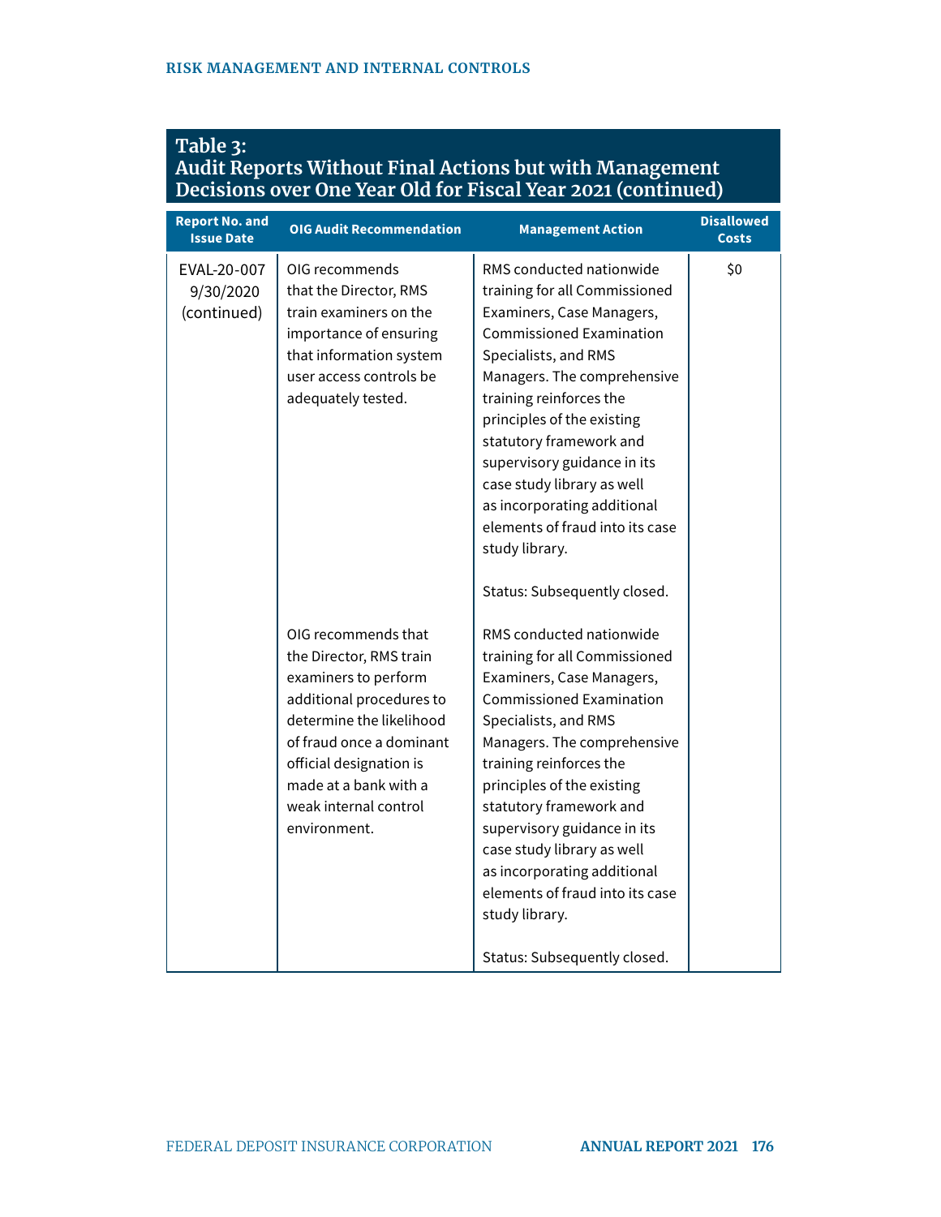## Table 3: Audit Reports Without Final Actions but with Management Decisions over One Year Old for Fiscal Year 2021 (continued)

| Report No. and Issue Date | OIG Audit Recommendation | Management Action | Disallowed Costs |
|---|---|---|---|
| EVAL-20-007 9/30/2020 (continued) | OIG recommends that the Director, RMS train examiners on the importance of ensuring that information system user access controls be adequately tested. | RMS conducted nationwide training for all Commissioned Examiners, Case Managers, Commissioned Examination Specialists, and RMS Managers. The comprehensive training reinforces the principles of the existing statutory framework and supervisory guidance in its case study library as well as incorporating additional elements of fraud into its case study library.<br><br>Status: Subsequently closed. | $0 |
| | OIG recommends that the Director, RMS train examiners to perform additional procedures to determine the likelihood of fraud once a dominant official designation is made at a bank with a weak internal control environment. | RMS conducted nationwide training for all Commissioned Examiners, Case Managers, Commissioned Examination Specialists, and RMS Managers. The comprehensive training reinforces the principles of the existing statutory framework and supervisory guidance in its case study library as well as incorporating additional elements of fraud into its case study library.<br><br>Status: Subsequently closed. | |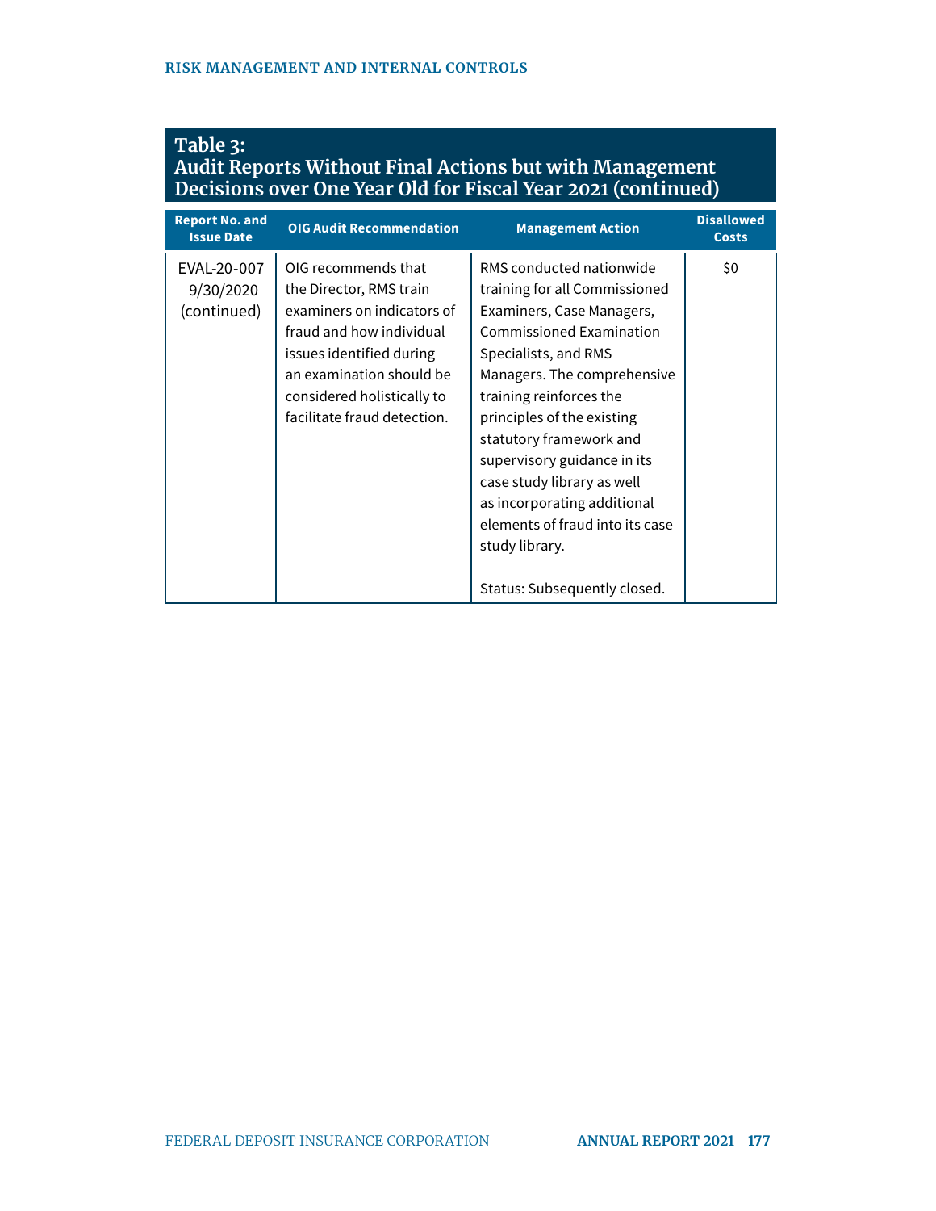## Table 3: Audit Reports Without Final Actions but with Management Decisions over One Year Old for Fiscal Year 2021 (continued)

| Report No. and Issue Date | OIG Audit Recommendation | Management Action | Disallowed Costs |
|---|---|---|---|
| EVAL-20-007 9/30/2020 (continued) | OIG recommends that the Director, RMS train examiners on indicators of fraud and how individual issues identified during an examination should be considered holistically to facilitate fraud detection. | RMS conducted nationwide training for all Commissioned Examiners, Case Managers, Commissioned Examination Specialists, and RMS Managers. The comprehensive training reinforces the principles of the existing statutory framework and supervisory guidance in its case study library as well as incorporating additional elements of fraud into its case study library.<br><br>Status: Subsequently closed. | $0 |